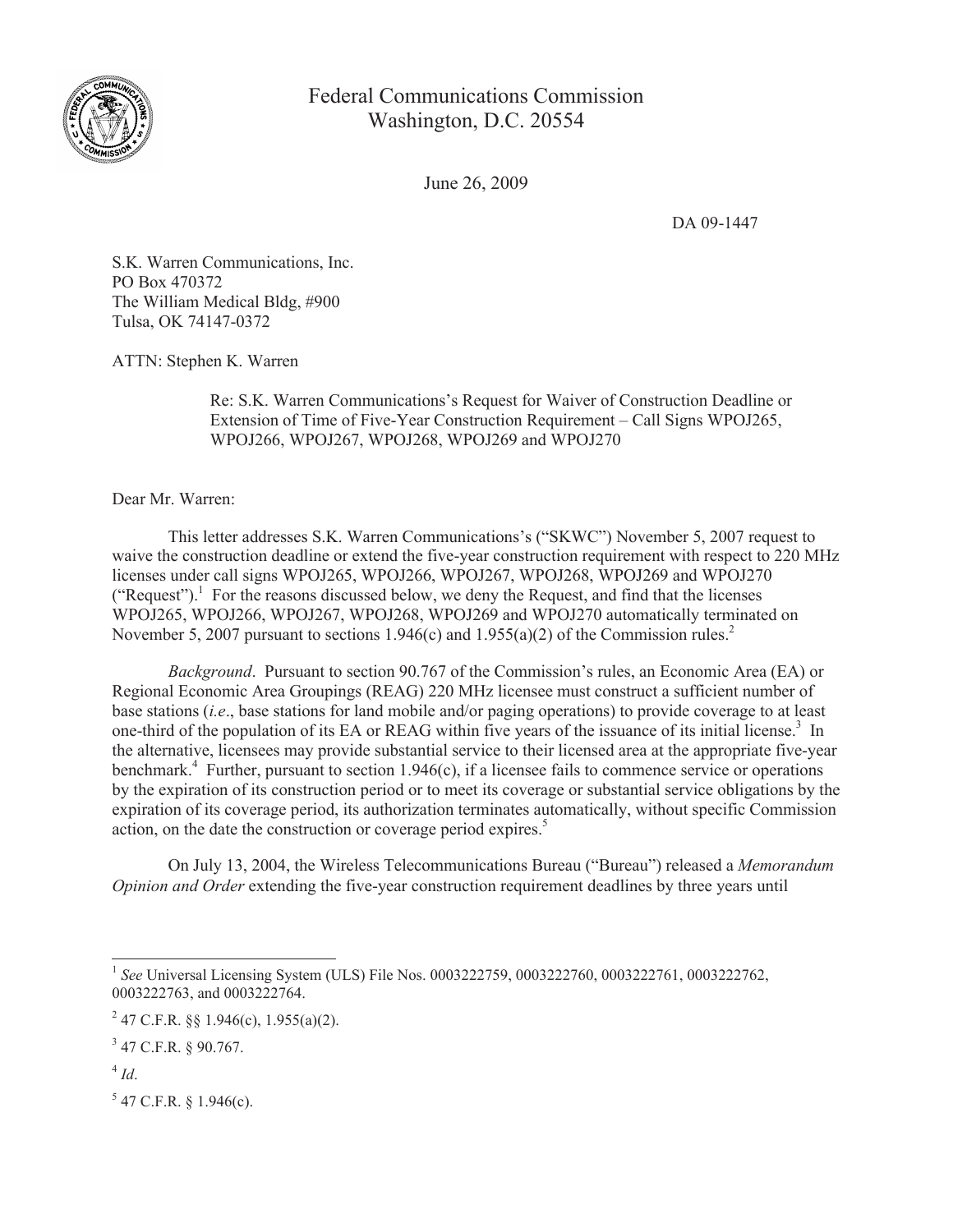Federal Communications Commission
Washington, D.C. 20554

June 26, 2009

DA 09-1447

S.K. Warren Communications, Inc.
PO Box 470372
The William Medical Bldg, #900
Tulsa, OK 74147-0372

ATTN: Stephen K. Warren

Re: S.K. Warren Communications's Request for Waiver of Construction Deadline or Extension of Time of Five-Year Construction Requirement – Call Signs WPOJ265, WPOJ266, WPOJ267, WPOJ268, WPOJ269 and WPOJ270

Dear Mr. Warren:

This letter addresses S.K. Warren Communications's ("SKWC") November 5, 2007 request to waive the construction deadline or extend the five-year construction requirement with respect to 220 MHz licenses under call signs WPOJ265, WPOJ266, WPOJ267, WPOJ268, WPOJ269 and WPOJ270 ("Request").[1] For the reasons discussed below, we deny the Request, and find that the licenses WPOJ265, WPOJ266, WPOJ267, WPOJ268, WPOJ269 and WPOJ270 automatically terminated on November 5, 2007 pursuant to sections 1.946(c) and 1.955(a)(2) of the Commission rules.[2]

*Background*. Pursuant to section 90.767 of the Commission's rules, an Economic Area (EA) or Regional Economic Area Groupings (REAG) 220 MHz licensee must construct a sufficient number of base stations (*i.e*., base stations for land mobile and/or paging operations) to provide coverage to at least one-third of the population of its EA or REAG within five years of the issuance of its initial license.[3] In the alternative, licensees may provide substantial service to their licensed area at the appropriate five-year benchmark.[4] Further, pursuant to section 1.946(c), if a licensee fails to commence service or operations by the expiration of its construction period or to meet its coverage or substantial service obligations by the expiration of its coverage period, its authorization terminates automatically, without specific Commission action, on the date the construction or coverage period expires.[5]

On July 13, 2004, the Wireless Telecommunications Bureau ("Bureau") released a *Memorandum Opinion and Order* extending the five-year construction requirement deadlines by three years until

---

[1] *See* Universal Licensing System (ULS) File Nos. 0003222759, 0003222760, 0003222761, 0003222762, 0003222763, and 0003222764.

[2] 47 C.F.R. §§ 1.946(c), 1.955(a)(2).

[3] 47 C.F.R. § 90.767.

[4] *Id*.

[5] 47 C.F.R. § 1.946(c).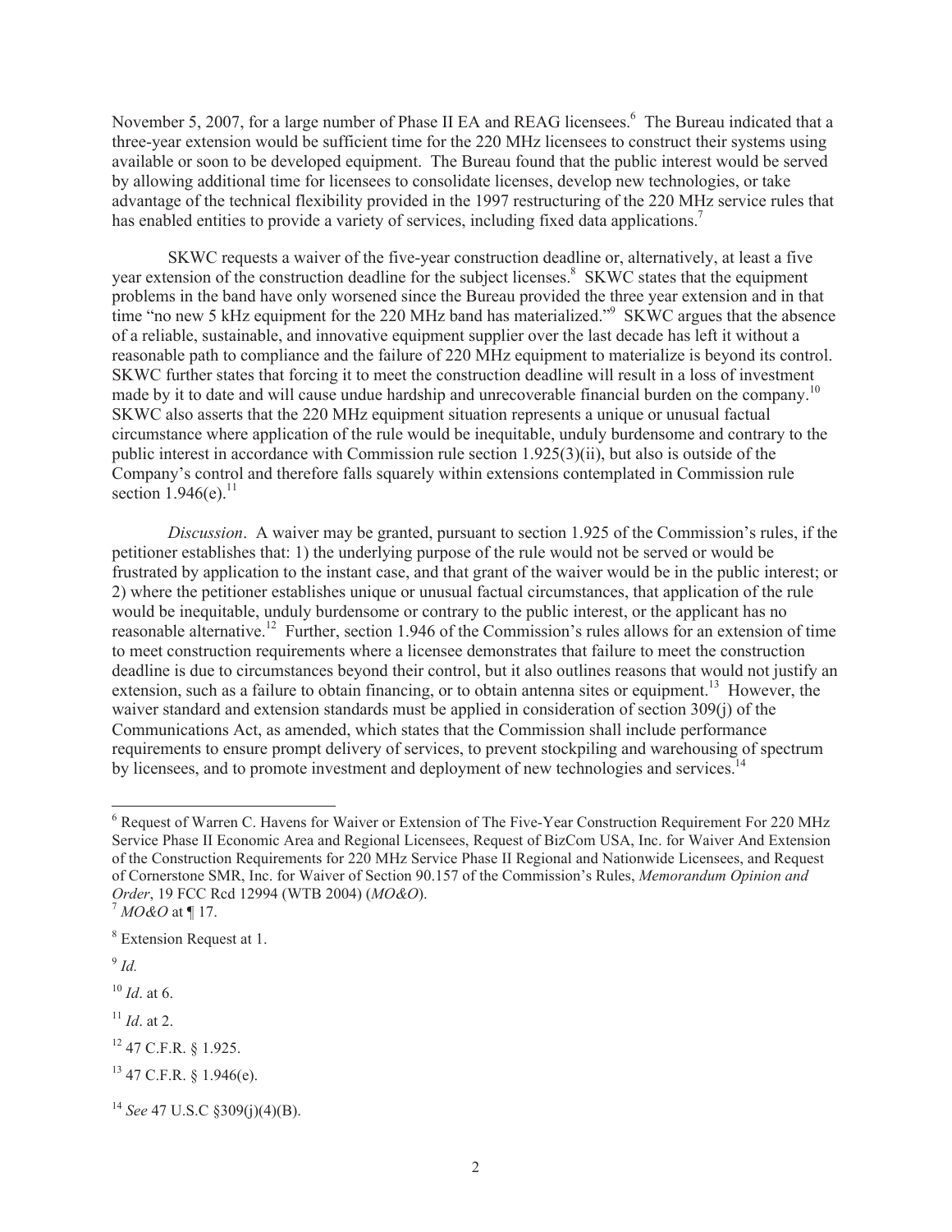November 5, 2007, for a large number of Phase II EA and REAG licensees.[6] The Bureau indicated that a three-year extension would be sufficient time for the 220 MHz licensees to construct their systems using available or soon to be developed equipment. The Bureau found that the public interest would be served by allowing additional time for licensees to consolidate licenses, develop new technologies, or take advantage of the technical flexibility provided in the 1997 restructuring of the 220 MHz service rules that has enabled entities to provide a variety of services, including fixed data applications.[7]

SKWC requests a waiver of the five-year construction deadline or, alternatively, at least a five year extension of the construction deadline for the subject licenses.[8] SKWC states that the equipment problems in the band have only worsened since the Bureau provided the three year extension and in that time "no new 5 kHz equipment for the 220 MHz band has materialized."[9] SKWC argues that the absence of a reliable, sustainable, and innovative equipment supplier over the last decade has left it without a reasonable path to compliance and the failure of 220 MHz equipment to materialize is beyond its control. SKWC further states that forcing it to meet the construction deadline will result in a loss of investment made by it to date and will cause undue hardship and unrecoverable financial burden on the company.[10] SKWC also asserts that the 220 MHz equipment situation represents a unique or unusual factual circumstance where application of the rule would be inequitable, unduly burdensome and contrary to the public interest in accordance with Commission rule section 1.925(3)(ii), but also is outside of the Company's control and therefore falls squarely within extensions contemplated in Commission rule section 1.946(e).[11]

*Discussion*. A waiver may be granted, pursuant to section 1.925 of the Commission's rules, if the petitioner establishes that: 1) the underlying purpose of the rule would not be served or would be frustrated by application to the instant case, and that grant of the waiver would be in the public interest; or 2) where the petitioner establishes unique or unusual factual circumstances, that application of the rule would be inequitable, unduly burdensome or contrary to the public interest, or the applicant has no reasonable alternative.[12] Further, section 1.946 of the Commission's rules allows for an extension of time to meet construction requirements where a licensee demonstrates that failure to meet the construction deadline is due to circumstances beyond their control, but it also outlines reasons that would not justify an extension, such as a failure to obtain financing, or to obtain antenna sites or equipment.[13] However, the waiver standard and extension standards must be applied in consideration of section 309(j) of the Communications Act, as amended, which states that the Commission shall include performance requirements to ensure prompt delivery of services, to prevent stockpiling and warehousing of spectrum by licensees, and to promote investment and deployment of new technologies and services.[14]

---

[6] Request of Warren C. Havens for Waiver or Extension of The Five-Year Construction Requirement For 220 MHz Service Phase II Economic Area and Regional Licensees, Request of BizCom USA, Inc. for Waiver And Extension of the Construction Requirements for 220 MHz Service Phase II Regional and Nationwide Licensees, and Request of Cornerstone SMR, Inc. for Waiver of Section 90.157 of the Commission's Rules, *Memorandum Opinion and Order*, 19 FCC Rcd 12994 (WTB 2004) (*MO&O*).

[7] *MO&O* at ¶ 17.

[8] Extension Request at 1.

[9] *Id.*

[10] *Id*. at 6.

[11] *Id*. at 2.

[12] 47 C.F.R. § 1.925.

[13] 47 C.F.R. § 1.946(e).

[14] *See* 47 U.S.C §309(j)(4)(B).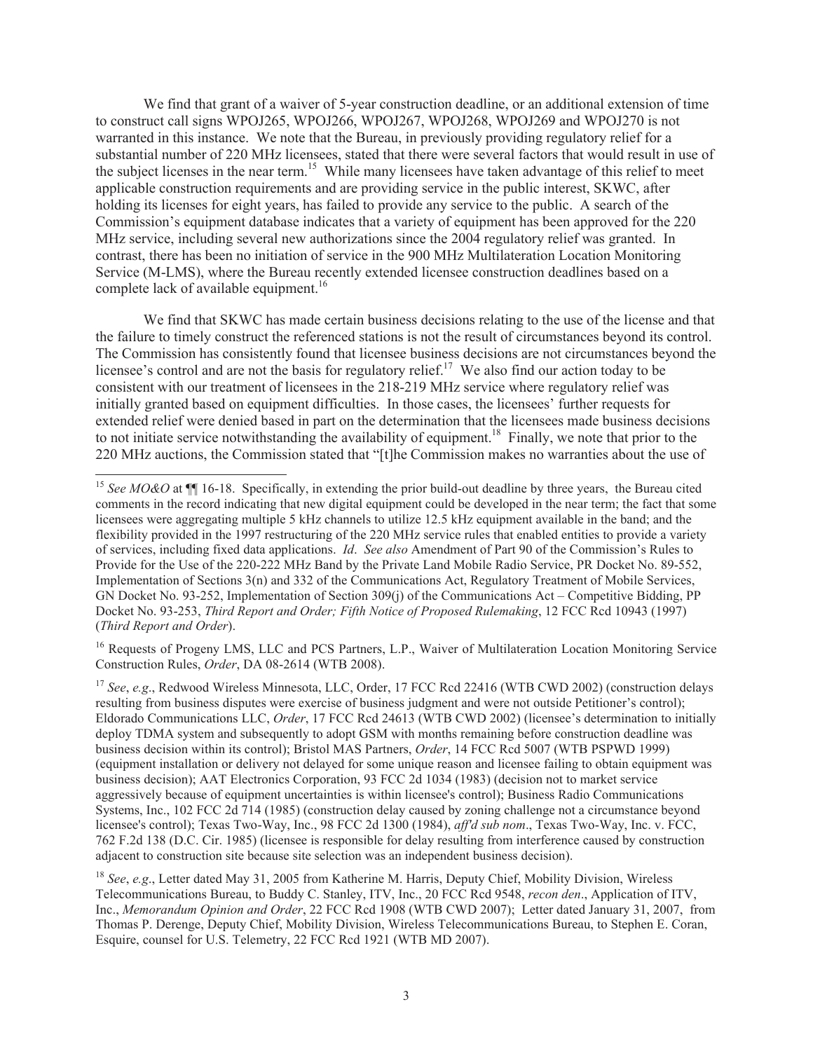We find that grant of a waiver of 5-year construction deadline, or an additional extension of time to construct call signs WPOJ265, WPOJ266, WPOJ267, WPOJ268, WPOJ269 and WPOJ270 is not warranted in this instance. We note that the Bureau, in previously providing regulatory relief for a substantial number of 220 MHz licensees, stated that there were several factors that would result in use of the subject licenses in the near term.[15] While many licensees have taken advantage of this relief to meet applicable construction requirements and are providing service in the public interest, SKWC, after holding its licenses for eight years, has failed to provide any service to the public. A search of the Commission's equipment database indicates that a variety of equipment has been approved for the 220 MHz service, including several new authorizations since the 2004 regulatory relief was granted. In contrast, there has been no initiation of service in the 900 MHz Multilateration Location Monitoring Service (M-LMS), where the Bureau recently extended licensee construction deadlines based on a complete lack of available equipment.[16]

We find that SKWC has made certain business decisions relating to the use of the license and that the failure to timely construct the referenced stations is not the result of circumstances beyond its control. The Commission has consistently found that licensee business decisions are not circumstances beyond the licensee's control and are not the basis for regulatory relief.[17] We also find our action today to be consistent with our treatment of licensees in the 218-219 MHz service where regulatory relief was initially granted based on equipment difficulties. In those cases, the licensees' further requests for extended relief were denied based in part on the determination that the licensees made business decisions to not initiate service notwithstanding the availability of equipment.[18] Finally, we note that prior to the 220 MHz auctions, the Commission stated that "[t]he Commission makes no warranties about the use of

---

[15] *See MO&O* at ¶¶ 16-18. Specifically, in extending the prior build-out deadline by three years, the Bureau cited comments in the record indicating that new digital equipment could be developed in the near term; the fact that some licensees were aggregating multiple 5 kHz channels to utilize 12.5 kHz equipment available in the band; and the flexibility provided in the 1997 restructuring of the 220 MHz service rules that enabled entities to provide a variety of services, including fixed data applications. *Id*. *See also* Amendment of Part 90 of the Commission's Rules to Provide for the Use of the 220-222 MHz Band by the Private Land Mobile Radio Service, PR Docket No. 89-552, Implementation of Sections 3(n) and 332 of the Communications Act, Regulatory Treatment of Mobile Services, GN Docket No. 93-252, Implementation of Section 309(j) of the Communications Act – Competitive Bidding, PP Docket No. 93-253, *Third Report and Order; Fifth Notice of Proposed Rulemaking*, 12 FCC Rcd 10943 (1997) (*Third Report and Order*).

[16] Requests of Progeny LMS, LLC and PCS Partners, L.P., Waiver of Multilateration Location Monitoring Service Construction Rules, *Order*, DA 08-2614 (WTB 2008).

[17] *See*, *e.g*., Redwood Wireless Minnesota, LLC, Order, 17 FCC Rcd 22416 (WTB CWD 2002) (construction delays resulting from business disputes were exercise of business judgment and were not outside Petitioner's control); Eldorado Communications LLC, *Order*, 17 FCC Rcd 24613 (WTB CWD 2002) (licensee's determination to initially deploy TDMA system and subsequently to adopt GSM with months remaining before construction deadline was business decision within its control); Bristol MAS Partners, *Order*, 14 FCC Rcd 5007 (WTB PSPWD 1999) (equipment installation or delivery not delayed for some unique reason and licensee failing to obtain equipment was business decision); AAT Electronics Corporation, 93 FCC 2d 1034 (1983) (decision not to market service aggressively because of equipment uncertainties is within licensee's control); Business Radio Communications Systems, Inc., 102 FCC 2d 714 (1985) (construction delay caused by zoning challenge not a circumstance beyond licensee's control); Texas Two-Way, Inc., 98 FCC 2d 1300 (1984), *aff'd sub nom*., Texas Two-Way, Inc. v. FCC, 762 F.2d 138 (D.C. Cir. 1985) (licensee is responsible for delay resulting from interference caused by construction adjacent to construction site because site selection was an independent business decision).

[18] *See*, *e.g*., Letter dated May 31, 2005 from Katherine M. Harris, Deputy Chief, Mobility Division, Wireless Telecommunications Bureau, to Buddy C. Stanley, ITV, Inc., 20 FCC Rcd 9548, *recon den*., Application of ITV, Inc., *Memorandum Opinion and Order*, 22 FCC Rcd 1908 (WTB CWD 2007); Letter dated January 31, 2007, from Thomas P. Derenge, Deputy Chief, Mobility Division, Wireless Telecommunications Bureau, to Stephen E. Coran, Esquire, counsel for U.S. Telemetry, 22 FCC Rcd 1921 (WTB MD 2007).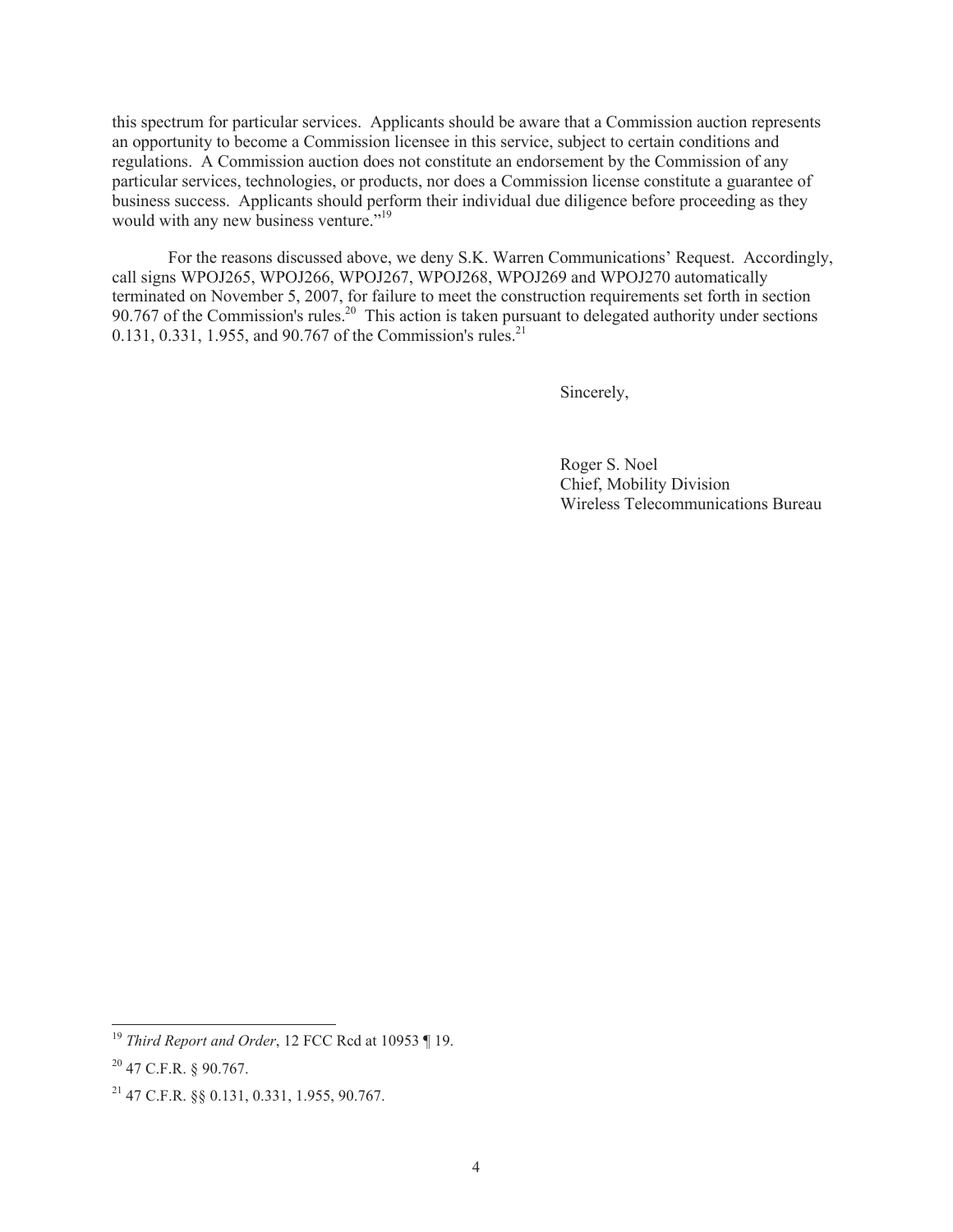this spectrum for particular services. Applicants should be aware that a Commission auction represents an opportunity to become a Commission licensee in this service, subject to certain conditions and regulations. A Commission auction does not constitute an endorsement by the Commission of any particular services, technologies, or products, nor does a Commission license constitute a guarantee of business success. Applicants should perform their individual due diligence before proceeding as they would with any new business venture."[19]

For the reasons discussed above, we deny S.K. Warren Communications' Request. Accordingly, call signs WPOJ265, WPOJ266, WPOJ267, WPOJ268, WPOJ269 and WPOJ270 automatically terminated on November 5, 2007, for failure to meet the construction requirements set forth in section 90.767 of the Commission's rules.[20] This action is taken pursuant to delegated authority under sections 0.131, 0.331, 1.955, and 90.767 of the Commission's rules.[21]

Sincerely,

Roger S. Noel
Chief, Mobility Division
Wireless Telecommunications Bureau

---

[19] *Third Report and Order*, 12 FCC Rcd at 10953 ¶ 19.

[20] 47 C.F.R. § 90.767.

[21] 47 C.F.R. §§ 0.131, 0.331, 1.955, 90.767.